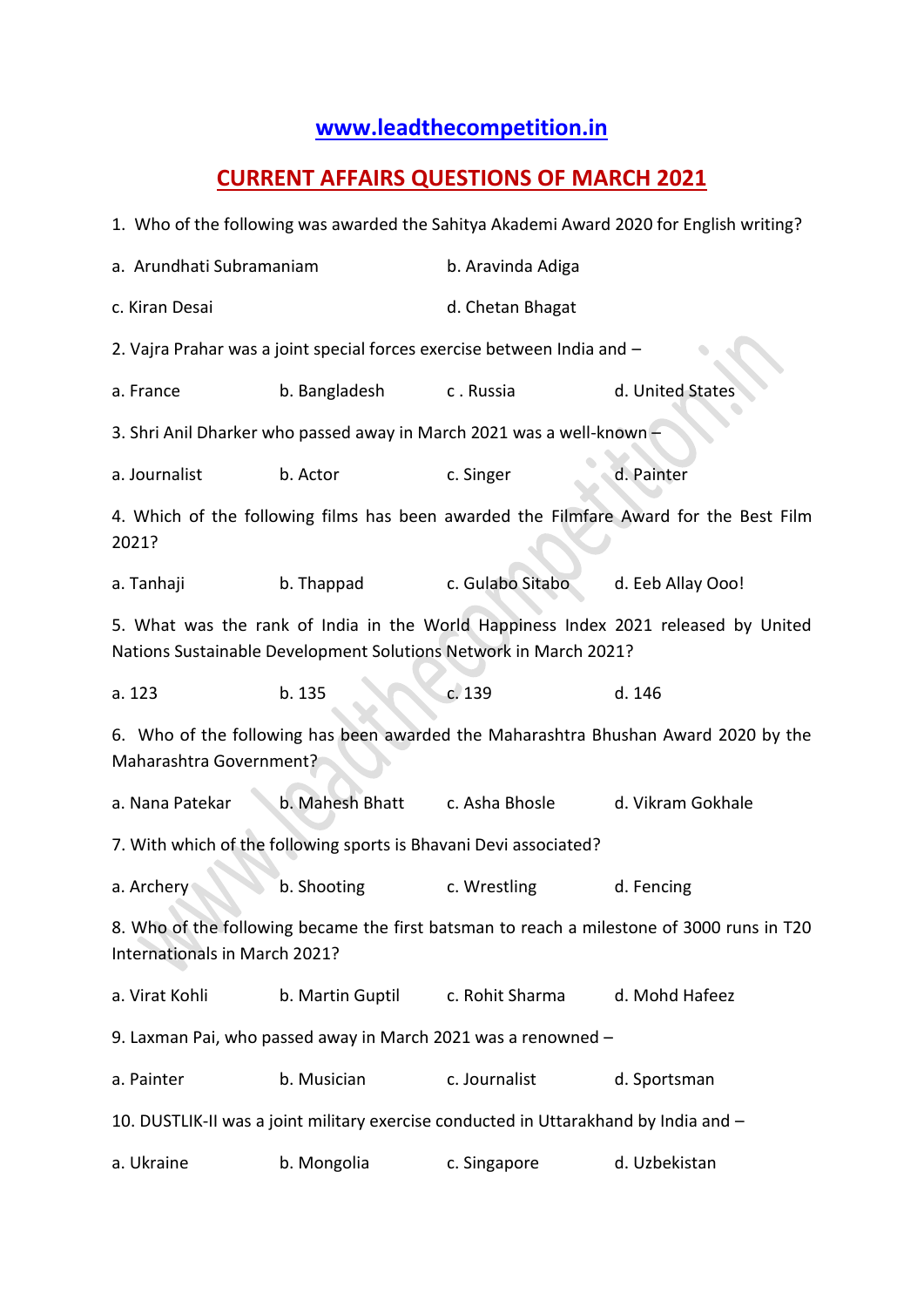## www.leadthecompetition.in

## CURRENT AFFAIRS QUESTIONS OF MARCH 2021

1. Who of the following was awarded the Sahitya Akademi Award 2020 for English writing?

a. Arundhati Subramaniam  b. Aravinda Adiga

c. Kiran Desai  d. Chetan Bhagat

2. Vajra Prahar was a joint special forces exercise between India and –

a. France  b. Bangladesh  c. Russia  d. United States

3. Shri Anil Dharker who passed away in March 2021 was a well-known –

a. Journalist  b. Actor  c. Singer  d. Painter

4. Which of the following films has been awarded the Filmfare Award for the Best Film 2021?

a. Tanhaji  b. Thappad  c. Gulabo Sitabo  d. Eeb Allay Ooo!

5. What was the rank of India in the World Happiness Index 2021 released by United Nations Sustainable Development Solutions Network in March 2021?

a. 123  b. 135  c. 139  d. 146

6. Who of the following has been awarded the Maharashtra Bhushan Award 2020 by the Maharashtra Government?

a. Nana Patekar  b. Mahesh Bhatt  c. Asha Bhosle  d. Vikram Gokhale

7. With which of the following sports is Bhavani Devi associated?

a. Archery  b. Shooting  c. Wrestling  d. Fencing

8. Who of the following became the first batsman to reach a milestone of 3000 runs in T20 Internationals in March 2021?

a. Virat Kohli  b. Martin Guptil  c. Rohit Sharma  d. Mohd Hafeez

9. Laxman Pai, who passed away in March 2021 was a renowned –

a. Painter  b. Musician  c. Journalist  d. Sportsman

10. DUSTLIK-II was a joint military exercise conducted in Uttarakhand by India and –

a. Ukraine  b. Mongolia  c. Singapore  d. Uzbekistan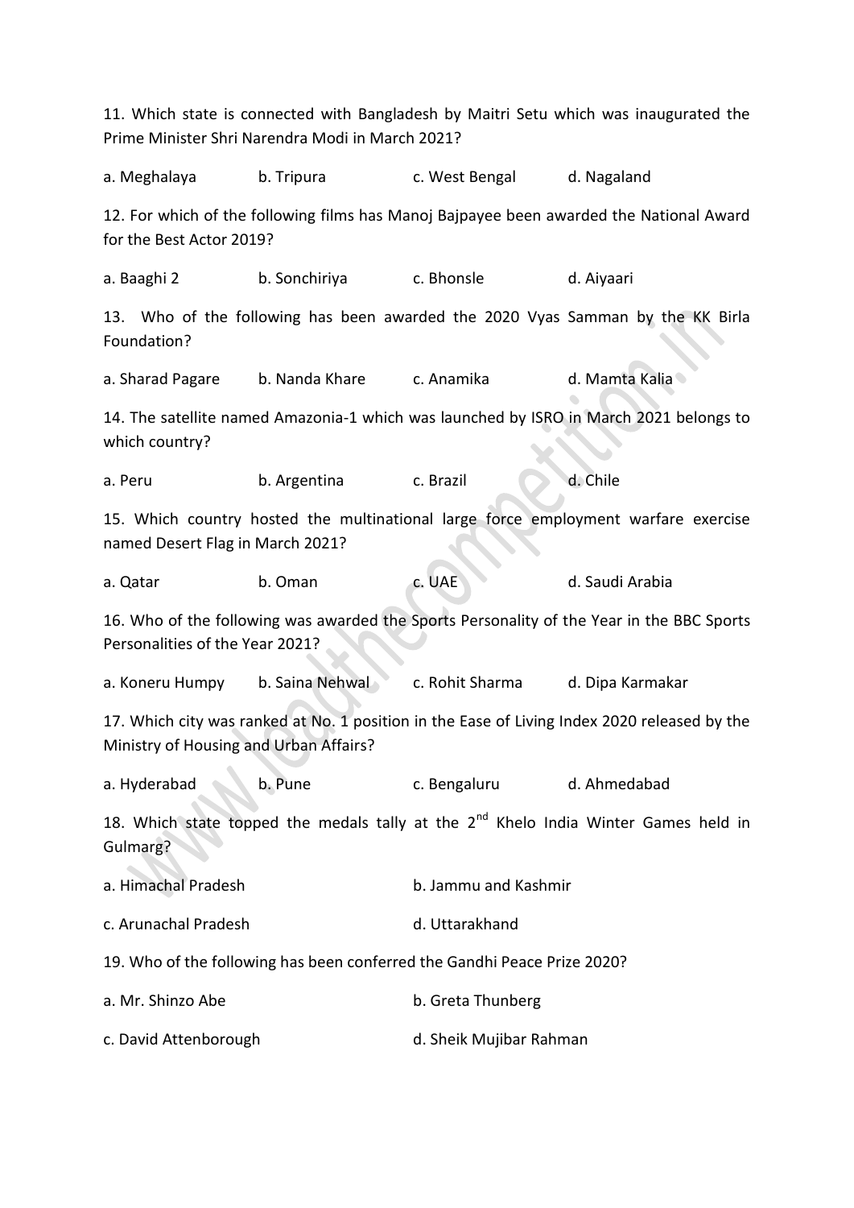11. Which state is connected with Bangladesh by Maitri Setu which was inaugurated the Prime Minister Shri Narendra Modi in March 2021?

a. Meghalaya b. Tripura c. West Bengal d. Nagaland

12. For which of the following films has Manoj Bajpayee been awarded the National Award for the Best Actor 2019?

a. Baaghi 2 b. Sonchiriya c. Bhonsle d. Aiyaari

13. Who of the following has been awarded the 2020 Vyas Samman by the KK Birla Foundation?

a. Sharad Pagare b. Nanda Khare c. Anamika d. Mamta Kalia

14. The satellite named Amazonia-1 which was launched by ISRO in March 2021 belongs to which country?

a. Peru b. Argentina c. Brazil d. Chile

15. Which country hosted the multinational large force employment warfare exercise named Desert Flag in March 2021?

a. Qatar b. Oman c. UAE d. Saudi Arabia

16. Who of the following was awarded the Sports Personality of the Year in the BBC Sports Personalities of the Year 2021?

a. Koneru Humpy b. Saina Nehwal c. Rohit Sharma d. Dipa Karmakar

17. Which city was ranked at No. 1 position in the Ease of Living Index 2020 released by the Ministry of Housing and Urban Affairs?

a. Hyderabad b. Pune c. Bengaluru d. Ahmedabad

18. Which state topped the medals tally at the 2nd Khelo India Winter Games held in Gulmarg?

a. Himachal Pradesh b. Jammu and Kashmir

c. Arunachal Pradesh d. Uttarakhand

19. Who of the following has been conferred the Gandhi Peace Prize 2020?

a. Mr. Shinzo Abe b. Greta Thunberg

c. David Attenborough d. Sheik Mujibar Rahman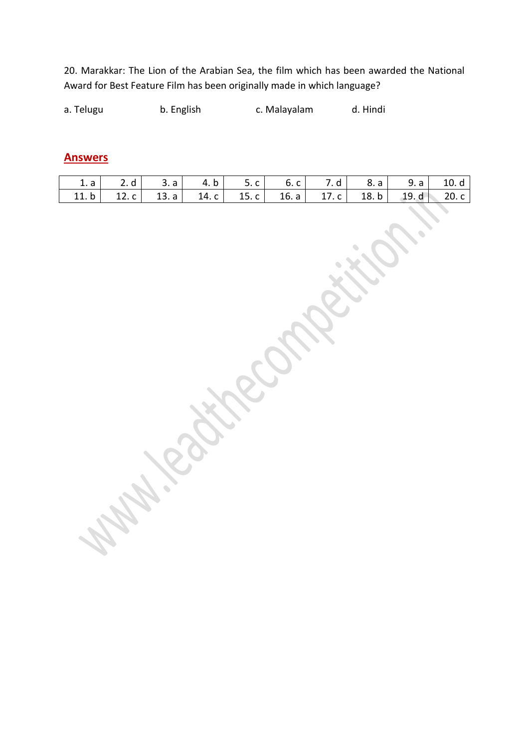20. Marakkar: The Lion of the Arabian Sea, the film which has been awarded the National Award for Best Feature Film has been originally made in which language?

a. Telugu b. English c. Malayalam d. Hindi

## Answers

| | | | | | | | | | |
|---|---|---|---|---|---|---|---|---|---|
| 1. a | 2. d | 3. a | 4. b | 5. c | 6. c | 7. d | 8. a | 9. a | 10. d |
| 11. b | 12. c | 13. a | 14. c | 15. c | 16. a | 17. c | 18. b | 19. d | 20. c |